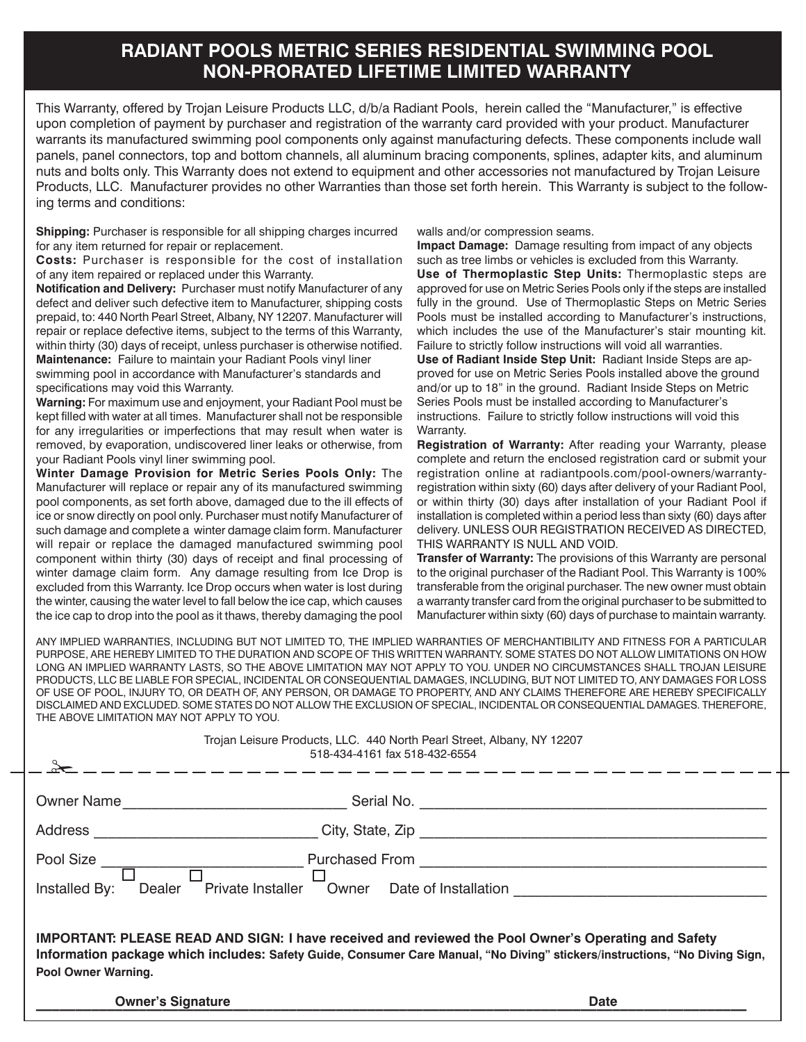# RADIANT POOLS METRIC SERIES RESIDENTIAL SWIMMING POOL NON-PRORATED LIFETIME LIMITED WARRANTY

This Warranty, offered by Trojan Leisure Products LLC, d/b/a Radiant Pools, herein called the "Manufacturer," is effective upon completion of payment by purchaser and registration of the warranty card provided with your product. Manufacturer warrants its manufactured swimming pool components only against manufacturing defects. These components include wall panels, panel connectors, top and bottom channels, all aluminum bracing components, splines, adapter kits, and aluminum nuts and bolts only. This Warranty does not extend to equipment and other accessories not manufactured by Trojan Leisure Products, LLC. Manufacturer provides no other Warranties than those set forth herein. This Warranty is subject to the following terms and conditions:

**Shipping:** Purchaser is responsible for all shipping charges incurred for any item returned for repair or replacement.

**Costs:** Purchaser is responsible for the cost of installation of any item repaired or replaced under this Warranty.

**Notification and Delivery:** Purchaser must notify Manufacturer of any defect and deliver such defective item to Manufacturer, shipping costs prepaid, to: 440 North Pearl Street, Albany, NY 12207. Manufacturer will repair or replace defective items, subject to the terms of this Warranty, within thirty (30) days of receipt, unless purchaser is otherwise notified.

**Maintenance:** Failure to maintain your Radiant Pools vinyl liner swimming pool in accordance with Manufacturer's standards and specifications may void this Warranty.

**Warning:** For maximum use and enjoyment, your Radiant Pool must be kept filled with water at all times. Manufacturer shall not be responsible for any irregularities or imperfections that may result when water is removed, by evaporation, undiscovered liner leaks or otherwise, from your Radiant Pools vinyl liner swimming pool.

**Winter Damage Provision for Metric Series Pools Only:** The Manufacturer will replace or repair any of its manufactured swimming pool components, as set forth above, damaged due to the ill effects of ice or snow directly on pool only. Purchaser must notify Manufacturer of such damage and complete a winter damage claim form. Manufacturer will repair or replace the damaged manufactured swimming pool component within thirty (30) days of receipt and final processing of winter damage claim form. Any damage resulting from Ice Drop is excluded from this Warranty. Ice Drop occurs when water is lost during the winter, causing the water level to fall below the ice cap, which causes the ice cap to drop into the pool as it thaws, thereby damaging the pool walls and/or compression seams.

**Impact Damage:** Damage resulting from impact of any objects such as tree limbs or vehicles is excluded from this Warranty.

**Use of Thermoplastic Step Units:** Thermoplastic steps are approved for use on Metric Series Pools only if the steps are installed fully in the ground. Use of Thermoplastic Steps on Metric Series Pools must be installed according to Manufacturer's instructions, which includes the use of the Manufacturer's stair mounting kit. Failure to strictly follow instructions will void all warranties.

**Use of Radiant Inside Step Unit:** Radiant Inside Steps are approved for use on Metric Series Pools installed above the ground and/or up to 18" in the ground. Radiant Inside Steps on Metric Series Pools must be installed according to Manufacturer's instructions. Failure to strictly follow instructions will void this Warranty.

**Registration of Warranty:** After reading your Warranty, please complete and return the enclosed registration card or submit your registration online at radiantpools.com/pool-owners/warranty-registration within sixty (60) days after delivery of your Radiant Pool, or within thirty (30) days after installation of your Radiant Pool if installation is completed within a period less than sixty (60) days after delivery. UNLESS OUR REGISTRATION RECEIVED AS DIRECTED, THIS WARRANTY IS NULL AND VOID.

**Transfer of Warranty:** The provisions of this Warranty are personal to the original purchaser of the Radiant Pool. This Warranty is 100% transferable from the original purchaser. The new owner must obtain a warranty transfer card from the original purchaser to be submitted to Manufacturer within sixty (60) days of purchase to maintain warranty.

ANY IMPLIED WARRANTIES, INCLUDING BUT NOT LIMITED TO, THE IMPLIED WARRANTIES OF MERCHANTIBILITY AND FITNESS FOR A PARTICULAR PURPOSE, ARE HEREBY LIMITED TO THE DURATION AND SCOPE OF THIS WRITTEN WARRANTY. SOME STATES DO NOT ALLOW LIMITATIONS ON HOW LONG AN IMPLIED WARRANTY LASTS, SO THE ABOVE LIMITATION MAY NOT APPLY TO YOU. UNDER NO CIRCUMSTANCES SHALL TROJAN LEISURE PRODUCTS, LLC BE LIABLE FOR SPECIAL, INCIDENTAL OR CONSEQUENTIAL DAMAGES, INCLUDING, BUT NOT LIMITED TO, ANY DAMAGES FOR LOSS OF USE OF POOL, INJURY TO, OR DEATH OF, ANY PERSON, OR DAMAGE TO PROPERTY, AND ANY CLAIMS THEREFORE ARE HEREBY SPECIFICALLY DISCLAIMED AND EXCLUDED. SOME STATES DO NOT ALLOW THE EXCLUSION OF SPECIAL, INCIDENTAL OR CONSEQUENTIAL DAMAGES. THEREFORE, THE ABOVE LIMITATION MAY NOT APPLY TO YOU.

Trojan Leisure Products, LLC. 440 North Pearl Street, Albany, NY 12207
518-434-4161 fax 518-432-6554

---

Owner Name ____________________________ Serial No. ____________________________

Address ____________________________ City, State, Zip ____________________________

Pool Size ____________________________ Purchased From ____________________________

Installed By: ☐ Dealer ☐ Private Installer ☐ Owner Date of Installation ____________________________

**IMPORTANT: PLEASE READ AND SIGN: I have received and reviewed the Pool Owner's Operating and Safety Information package which includes: Safety Guide, Consumer Care Manual, "No Diving" stickers/instructions, "No Diving Sign, Pool Owner Warning.**

**Owner's Signature** ____________________________ **Date** ____________________________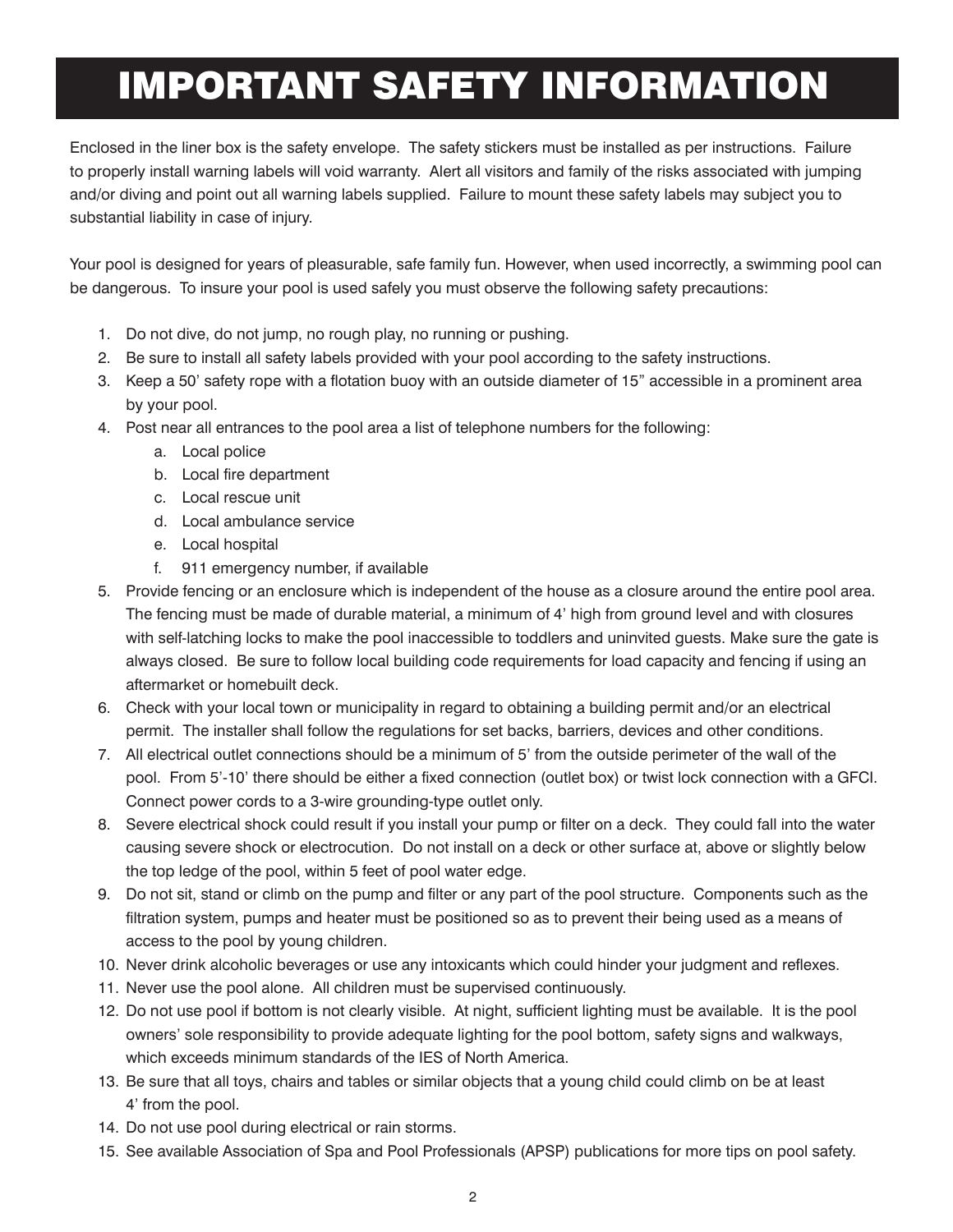# IMPORTANT SAFETY INFORMATION

Enclosed in the liner box is the safety envelope. The safety stickers must be installed as per instructions. Failure to properly install warning labels will void warranty. Alert all visitors and family of the risks associated with jumping and/or diving and point out all warning labels supplied. Failure to mount these safety labels may subject you to substantial liability in case of injury.

Your pool is designed for years of pleasurable, safe family fun. However, when used incorrectly, a swimming pool can be dangerous. To insure your pool is used safely you must observe the following safety precautions:

1. Do not dive, do not jump, no rough play, no running or pushing.
2. Be sure to install all safety labels provided with your pool according to the safety instructions.
3. Keep a 50' safety rope with a flotation buoy with an outside diameter of 15" accessible in a prominent area by your pool.
4. Post near all entrances to the pool area a list of telephone numbers for the following:
   a. Local police
   b. Local fire department
   c. Local rescue unit
   d. Local ambulance service
   e. Local hospital
   f. 911 emergency number, if available
5. Provide fencing or an enclosure which is independent of the house as a closure around the entire pool area. The fencing must be made of durable material, a minimum of 4' high from ground level and with closures with self-latching locks to make the pool inaccessible to toddlers and uninvited guests. Make sure the gate is always closed. Be sure to follow local building code requirements for load capacity and fencing if using an aftermarket or homebuilt deck.
6. Check with your local town or municipality in regard to obtaining a building permit and/or an electrical permit. The installer shall follow the regulations for set backs, barriers, devices and other conditions.
7. All electrical outlet connections should be a minimum of 5' from the outside perimeter of the wall of the pool. From 5'-10' there should be either a fixed connection (outlet box) or twist lock connection with a GFCI. Connect power cords to a 3-wire grounding-type outlet only.
8. Severe electrical shock could result if you install your pump or filter on a deck. They could fall into the water causing severe shock or electrocution. Do not install on a deck or other surface at, above or slightly below the top ledge of the pool, within 5 feet of pool water edge.
9. Do not sit, stand or climb on the pump and filter or any part of the pool structure. Components such as the filtration system, pumps and heater must be positioned so as to prevent their being used as a means of access to the pool by young children.
10. Never drink alcoholic beverages or use any intoxicants which could hinder your judgment and reflexes.
11. Never use the pool alone. All children must be supervised continuously.
12. Do not use pool if bottom is not clearly visible. At night, sufficient lighting must be available. It is the pool owners' sole responsibility to provide adequate lighting for the pool bottom, safety signs and walkways, which exceeds minimum standards of the IES of North America.
13. Be sure that all toys, chairs and tables or similar objects that a young child could climb on be at least 4' from the pool.
14. Do not use pool during electrical or rain storms.
15. See available Association of Spa and Pool Professionals (APSP) publications for more tips on pool safety.